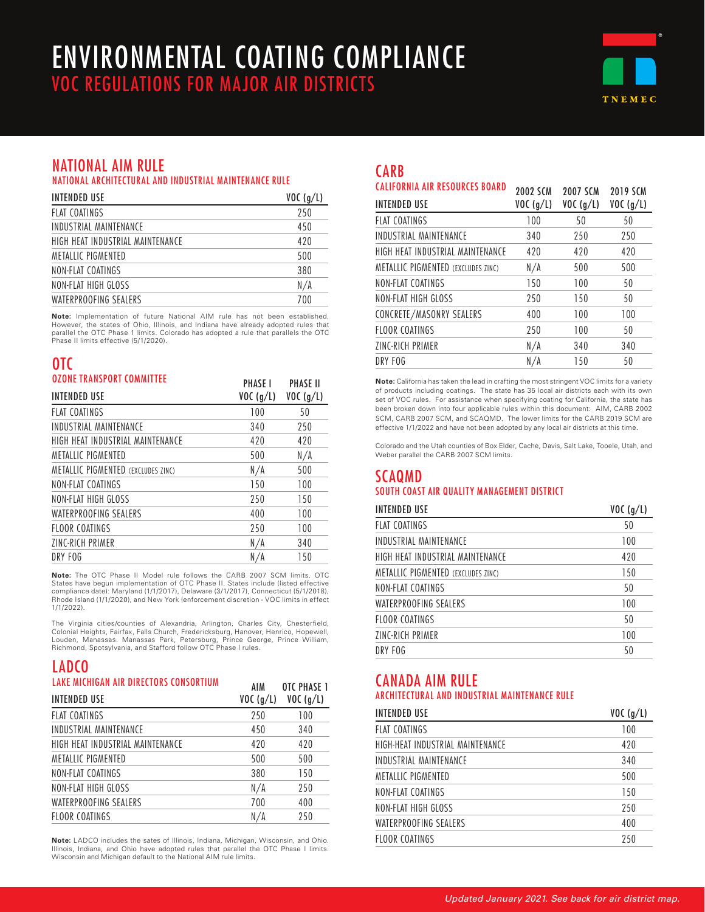# ENVIRONMENTAL COATING COMPLIANCE

## VOC REGULATIONS FOR MAJOR AIR DISTRICTS

## NATIONAL AIM RULE

### NATIONAL ARCHITECTURAL AND INDUSTRIAL MAINTENANCE RULE

| INTENDED USE | VOC (g/L) |
|---|---|
| FLAT COATINGS | 250 |
| INDUSTRIAL MAINTENANCE | 450 |
| HIGH HEAT INDUSTRIAL MAINTENANCE | 420 |
| METALLIC PIGMENTED | 500 |
| NON-FLAT COATINGS | 380 |
| NON-FLAT HIGH GLOSS | N/A |
| WATERPROOFING SEALERS | 700 |

**Note:** Implementation of future National AIM rule has not been established. However, the states of Ohio, Illinois, and Indiana have already adopted rules that parallel the OTC Phase 1 limits. Colorado has adopted a rule that parallels the OTC Phase II limits effective (5/1/2020).

## OTC

### OZONE TRANSPORT COMMITTEE

| INTENDED USE | PHASE I VOC (g/L) | PHASE II VOC (g/L) |
|---|---|---|
| FLAT COATINGS | 100 | 50 |
| INDUSTRIAL MAINTENANCE | 340 | 250 |
| HIGH HEAT INDUSTRIAL MAINTENANCE | 420 | 420 |
| METALLIC PIGMENTED | 500 | N/A |
| METALLIC PIGMENTED (EXCLUDES ZINC) | N/A | 500 |
| NON-FLAT COATINGS | 150 | 100 |
| NON-FLAT HIGH GLOSS | 250 | 150 |
| WATERPROOFING SEALERS | 400 | 100 |
| FLOOR COATINGS | 250 | 100 |
| ZINC-RICH PRIMER | N/A | 340 |
| DRY FOG | N/A | 150 |

**Note:** The OTC Phase II Model rule follows the CARB 2007 SCM limits. OTC States have begun implementation of OTC Phase II. States include (listed effective compliance date): Maryland (1/1/2017), Delaware (3/1/2017), Connecticut (5/1/2018), Rhode Island (1/1/2020), and New York (enforcement discretion - VOC limits in effect 1/1/2022).

The Virginia cities/counties of Alexandria, Arlington, Charles City, Chesterfield, Colonial Heights, Fairfax, Falls Church, Fredericksburg, Hanover, Henrico, Hopewell, Louden, Manassas. Manassas Park, Petersburg, Prince George, Prince William, Richmond, Spotsylvania, and Stafford follow OTC Phase I rules.

## LADCO

### LAKE MICHIGAN AIR DIRECTORS CONSORTIUM

| INTENDED USE | AIM VOC (g/L) | OTC PHASE 1 VOC (g/L) |
|---|---|---|
| FLAT COATINGS | 250 | 100 |
| INDUSTRIAL MAINTENANCE | 450 | 340 |
| HIGH HEAT INDUSTRIAL MAINTENANCE | 420 | 420 |
| METALLIC PIGMENTED | 500 | 500 |
| NON-FLAT COATINGS | 380 | 150 |
| NON-FLAT HIGH GLOSS | N/A | 250 |
| WATERPROOFING SEALERS | 700 | 400 |
| FLOOR COATINGS | N/A | 250 |

**Note:** LADCO includes the sates of Illinois, Indiana, Michigan, Wisconsin, and Ohio. Illinois, Indiana, and Ohio have adopted rules that parallel the OTC Phase I limits. Wisconsin and Michigan default to the National AIM rule limits.

## CARB

### CALIFORNIA AIR RESOURCES BOARD

| INTENDED USE | 2002 SCM VOC (g/L) | 2007 SCM VOC (g/L) | 2019 SCM VOC (g/L) |
|---|---|---|---|
| FLAT COATINGS | 100 | 50 | 50 |
| INDUSTRIAL MAINTENANCE | 340 | 250 | 250 |
| HIGH HEAT INDUSTRIAL MAINTENANCE | 420 | 420 | 420 |
| METALLIC PIGMENTED (EXCLUDES ZINC) | N/A | 500 | 500 |
| NON-FLAT COATINGS | 150 | 100 | 50 |
| NON-FLAT HIGH GLOSS | 250 | 150 | 50 |
| CONCRETE/MASONRY SEALERS | 400 | 100 | 100 |
| FLOOR COATINGS | 250 | 100 | 50 |
| ZINC-RICH PRIMER | N/A | 340 | 340 |
| DRY FOG | N/A | 150 | 50 |

**Note:** California has taken the lead in crafting the most stringent VOC limits for a variety of products including coatings. The state has 35 local air districts each with its own set of VOC rules. For assistance when specifying coating for California, the state has been broken down into four applicable rules within this document: AIM, CARB 2002 SCM, CARB 2007 SCM, and SCAQMD. The lower limits for the CARB 2019 SCM are effective 1/1/2022 and have not been adopted by any local air districts at this time.

Colorado and the Utah counties of Box Elder, Cache, Davis, Salt Lake, Tooele, Utah, and Weber parallel the CARB 2007 SCM limits.

## SCAQMD

### SOUTH COAST AIR QUALITY MANAGEMENT DISTRICT

| INTENDED USE | VOC (g/L) |
|---|---|
| FLAT COATINGS | 50 |
| INDUSTRIAL MAINTENANCE | 100 |
| HIGH HEAT INDUSTRIAL MAINTENANCE | 420 |
| METALLIC PIGMENTED (EXCLUDES ZINC) | 150 |
| NON-FLAT COATINGS | 50 |
| WATERPROOFING SEALERS | 100 |
| FLOOR COATINGS | 50 |
| ZINC-RICH PRIMER | 100 |
| DRY FOG | 50 |

## CANADA AIM RULE

### ARCHITECTURAL AND INDUSTRIAL MAINTENANCE RULE

| INTENDED USE | VOC (g/L) |
|---|---|
| FLAT COATINGS | 100 |
| HIGH-HEAT INDUSTRIAL MAINTENANCE | 420 |
| INDUSTRIAL MAINTENANCE | 340 |
| METALLIC PIGMENTED | 500 |
| NON-FLAT COATINGS | 150 |
| NON-FLAT HIGH GLOSS | 250 |
| WATERPROOFING SEALERS | 400 |
| FLOOR COATINGS | 250 |

*Updated January 2021. See back for air district map.*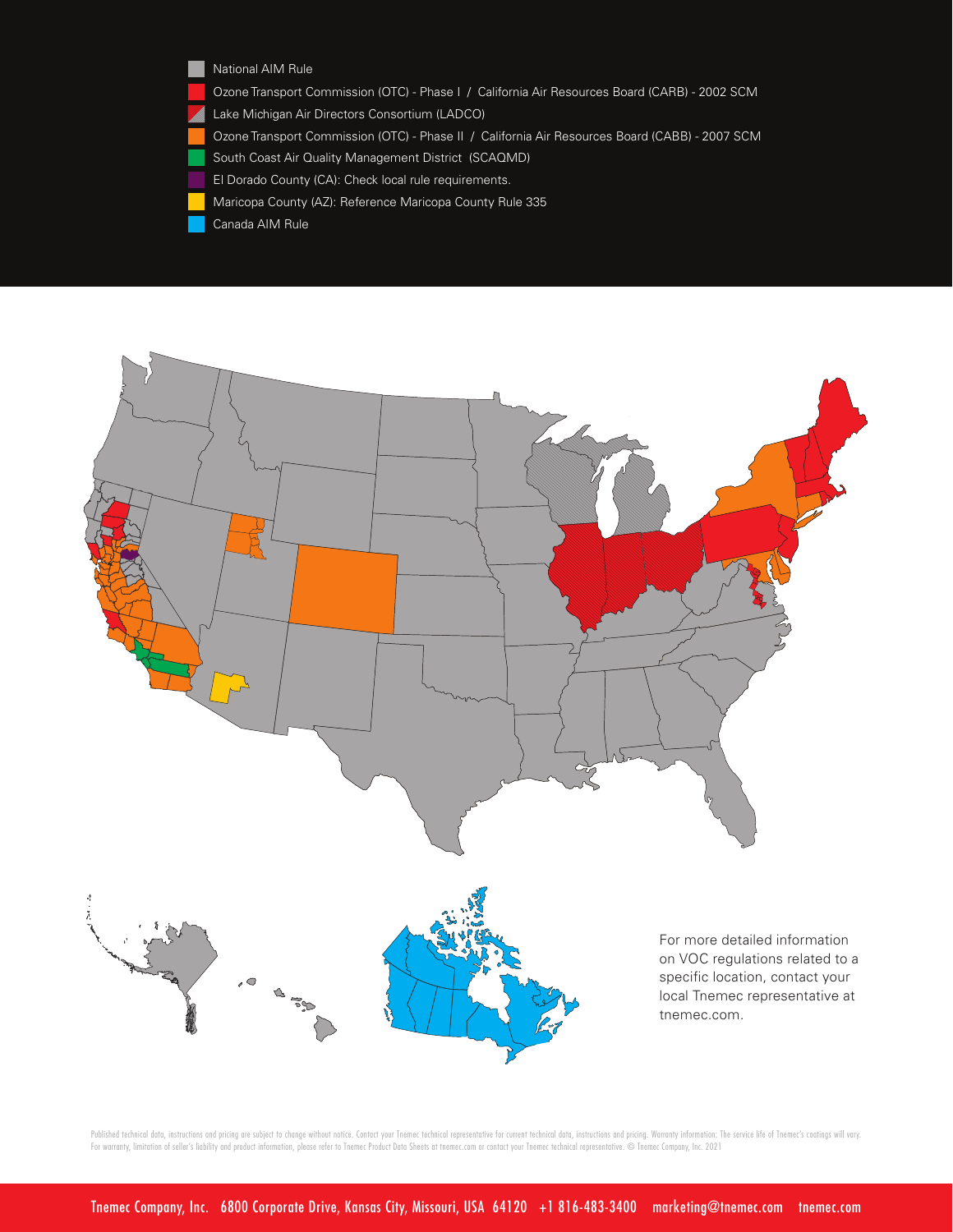- National AIM Rule
- Ozone Transport Commission (OTC) - Phase I / California Air Resources Board (CARB) - 2002 SCM
- Lake Michigan Air Directors Consortium (LADCO)
- Ozone Transport Commission (OTC) - Phase II / California Air Resources Board (CABB) - 2007 SCM
- South Coast Air Quality Management District (SCAQMD)
- El Dorado County (CA): Check local rule requirements.
- Maricopa County (AZ): Reference Maricopa County Rule 335
- Canada AIM Rule

For more detailed information on VOC regulations related to a specific location, contact your local Tnemec representative at tnemec.com.

Published technical data, instructions and pricing are subject to change without notice. Contact your Tnemec technical representative for current technical data, instructions and pricing. Warranty information: The service life of Tnemec's coatings will vary. For warranty, limitation of seller's liability and product information, please refer to Tnemec Product Data Sheets at tnemec.com or contact your Tnemec technical representative. © Tnemec Company, Inc. 2021

Tnemec Company, Inc. 6800 Corporate Drive, Kansas City, Missouri, USA 64120 +1 816-483-3400 marketing@tnemec.com tnemec.com